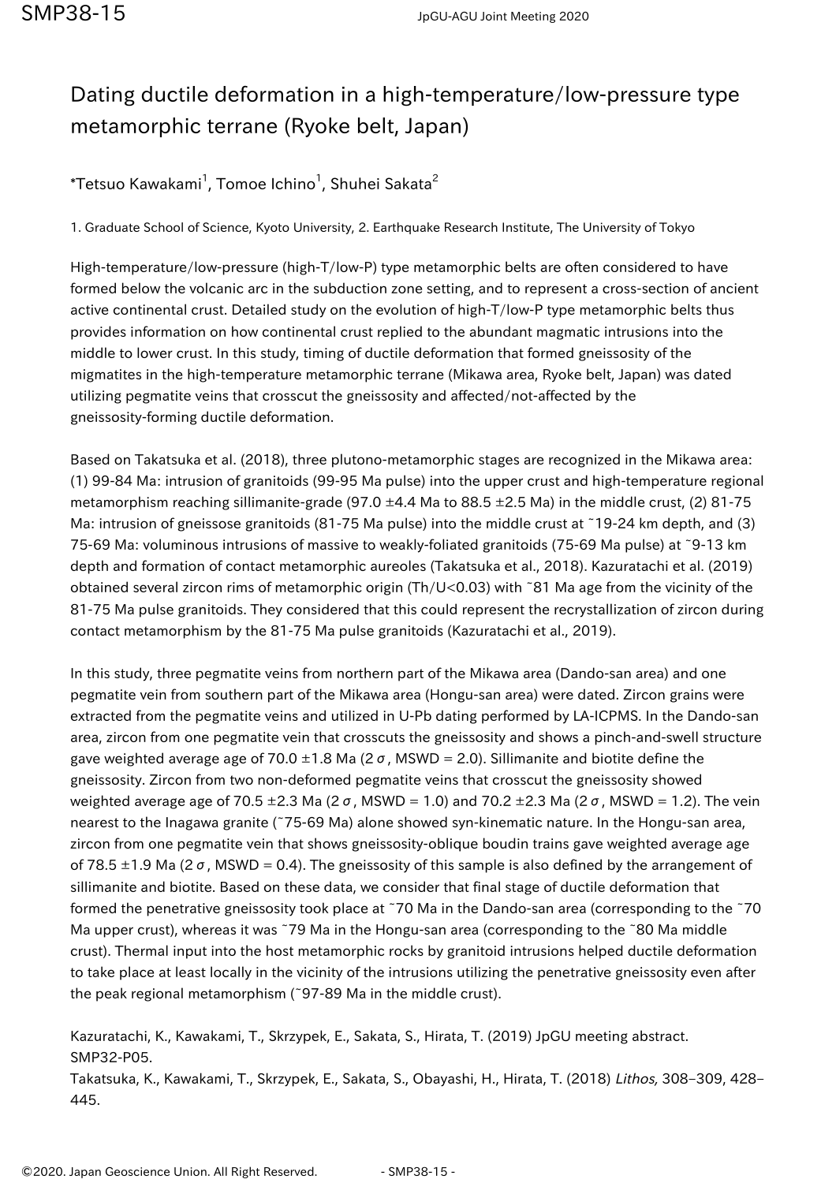# Dating ductile deformation in a high-temperature/low-pressure type metamorphic terrane (Ryoke belt, Japan)

*Tetsuo Kawakami[1], Tomoe Ichino[1], Shuhei Sakata[2]

1. Graduate School of Science, Kyoto University, 2. Earthquake Research Institute, The University of Tokyo

High-temperature/low-pressure (high-T/low-P) type metamorphic belts are often considered to have formed below the volcanic arc in the subduction zone setting, and to represent a cross-section of ancient active continental crust. Detailed study on the evolution of high-T/low-P type metamorphic belts thus provides information on how continental crust replied to the abundant magmatic intrusions into the middle to lower crust. In this study, timing of ductile deformation that formed gneissosity of the migmatites in the high-temperature metamorphic terrane (Mikawa area, Ryoke belt, Japan) was dated utilizing pegmatite veins that crosscut the gneissosity and affected/not-affected by the gneissosity-forming ductile deformation.

Based on Takatsuka et al. (2018), three plutono-metamorphic stages are recognized in the Mikawa area: (1) 99-84 Ma: intrusion of granitoids (99-95 Ma pulse) into the upper crust and high-temperature regional metamorphism reaching sillimanite-grade (97.0 ±4.4 Ma to 88.5 ±2.5 Ma) in the middle crust, (2) 81-75 Ma: intrusion of gneissose granitoids (81-75 Ma pulse) into the middle crust at ~19-24 km depth, and (3) 75-69 Ma: voluminous intrusions of massive to weakly-foliated granitoids (75-69 Ma pulse) at ~9-13 km depth and formation of contact metamorphic aureoles (Takatsuka et al., 2018). Kazuratachi et al. (2019) obtained several zircon rims of metamorphic origin (Th/U<0.03) with ~81 Ma age from the vicinity of the 81-75 Ma pulse granitoids. They considered that this could represent the recrystallization of zircon during contact metamorphism by the 81-75 Ma pulse granitoids (Kazuratachi et al., 2019).

In this study, three pegmatite veins from northern part of the Mikawa area (Dando-san area) and one pegmatite vein from southern part of the Mikawa area (Hongu-san area) were dated. Zircon grains were extracted from the pegmatite veins and utilized in U-Pb dating performed by LA-ICPMS. In the Dando-san area, zircon from one pegmatite vein that crosscuts the gneissosity and shows a pinch-and-swell structure gave weighted average age of 70.0 ±1.8 Ma ($2\sigma$, MSWD = 2.0). Sillimanite and biotite define the gneissosity. Zircon from two non-deformed pegmatite veins that crosscut the gneissosity showed weighted average age of 70.5 ±2.3 Ma ($2\sigma$, MSWD = 1.0) and 70.2 ±2.3 Ma ($2\sigma$, MSWD = 1.2). The vein nearest to the Inagawa granite (~75-69 Ma) alone showed syn-kinematic nature. In the Hongu-san area, zircon from one pegmatite vein that shows gneissosity-oblique boudin trains gave weighted average age of 78.5 ±1.9 Ma ($2\sigma$, MSWD = 0.4). The gneissosity of this sample is also defined by the arrangement of sillimanite and biotite. Based on these data, we consider that final stage of ductile deformation that formed the penetrative gneissosity took place at ~70 Ma in the Dando-san area (corresponding to the ~70 Ma upper crust), whereas it was ~79 Ma in the Hongu-san area (corresponding to the ~80 Ma middle crust). Thermal input into the host metamorphic rocks by granitoid intrusions helped ductile deformation to take place at least locally in the vicinity of the intrusions utilizing the penetrative gneissosity even after the peak regional metamorphism (~97-89 Ma in the middle crust).

Kazuratachi, K., Kawakami, T., Skrzypek, E., Sakata, S., Hirata, T. (2019) JpGU meeting abstract. SMP32-P05.

Takatsuka, K., Kawakami, T., Skrzypek, E., Sakata, S., Obayashi, H., Hirata, T. (2018) *Lithos,* 308–309, 428–445.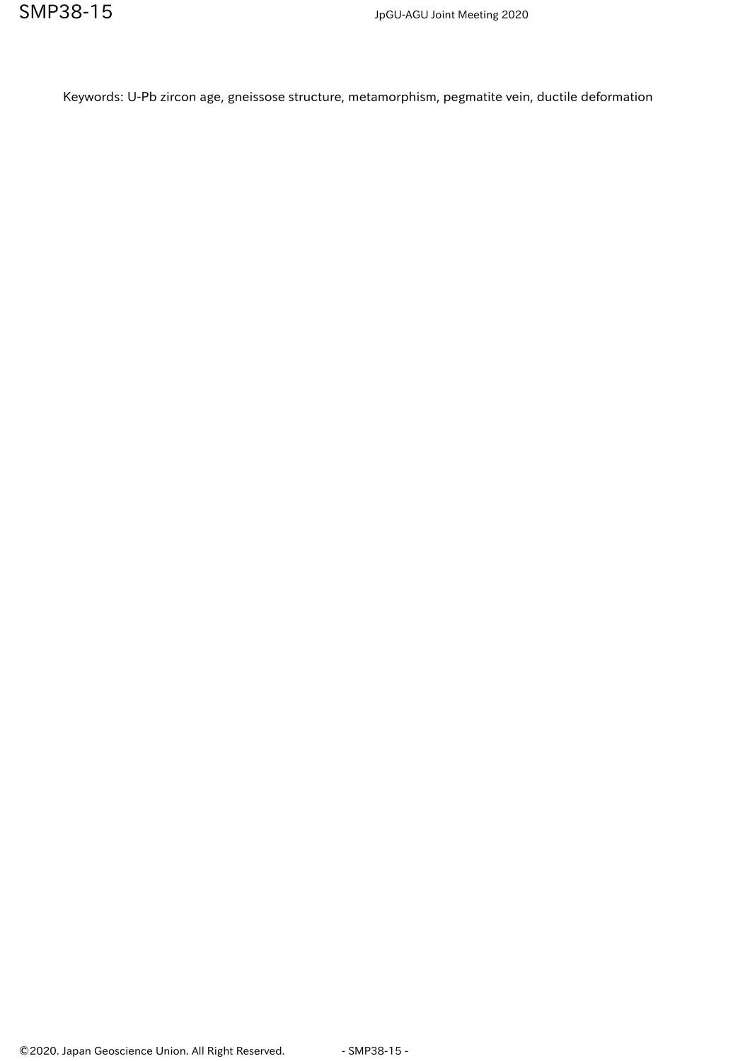Keywords: U-Pb zircon age, gneissose structure, metamorphism, pegmatite vein, ductile deformation